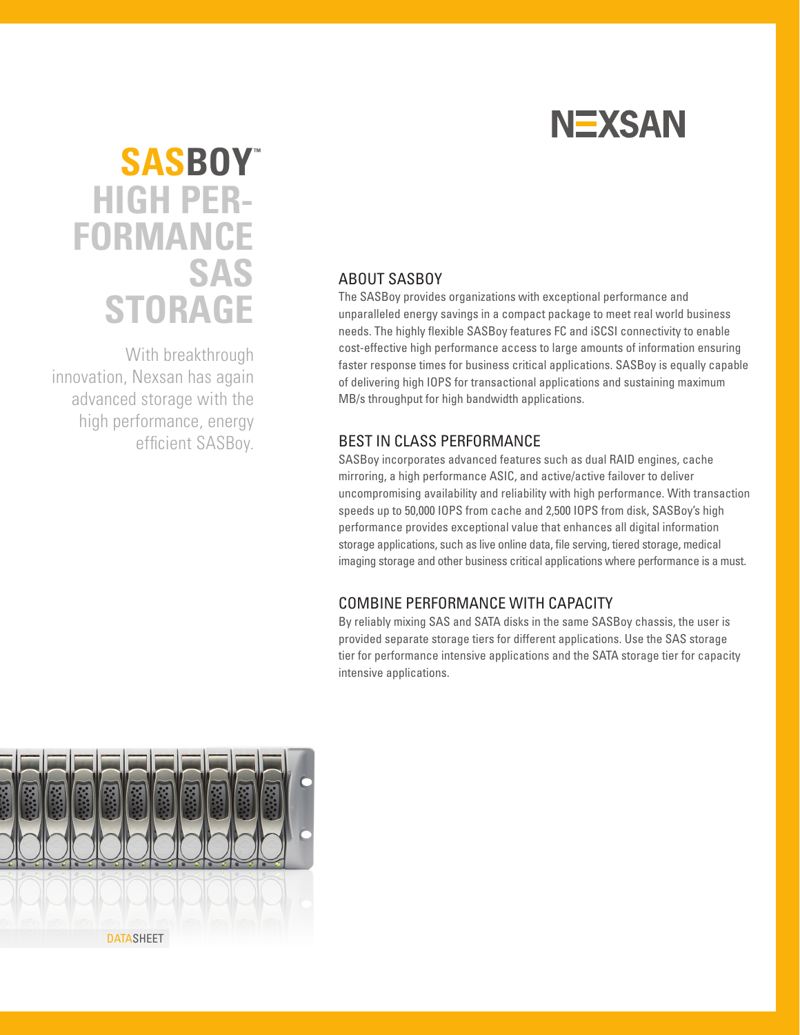NEXSAN

# SASBOY™ HIGH PERFORMANCE SAS STORAGE

With breakthrough innovation, Nexsan has again advanced storage with the high performance, energy efficient SASBoy.

## ABOUT SASBOY

The SASBoy provides organizations with exceptional performance and unparalleled energy savings in a compact package to meet real world business needs. The highly flexible SASBoy features FC and iSCSI connectivity to enable cost-effective high performance access to large amounts of information ensuring faster response times for business critical applications. SASBoy is equally capable of delivering high IOPS for transactional applications and sustaining maximum MB/s throughput for high bandwidth applications.

## BEST IN CLASS PERFORMANCE

SASBoy incorporates advanced features such as dual RAID engines, cache mirroring, a high performance ASIC, and active/active failover to deliver uncompromising availability and reliability with high performance. With transaction speeds up to 50,000 IOPS from cache and 2,500 IOPS from disk, SASBoy's high performance provides exceptional value that enhances all digital information storage applications, such as live online data, file serving, tiered storage, medical imaging storage and other business critical applications where performance is a must.

## COMBINE PERFORMANCE WITH CAPACITY

By reliably mixing SAS and SATA disks in the same SASBoy chassis, the user is provided separate storage tiers for different applications. Use the SAS storage tier for performance intensive applications and the SATA storage tier for capacity intensive applications.

DATASHEET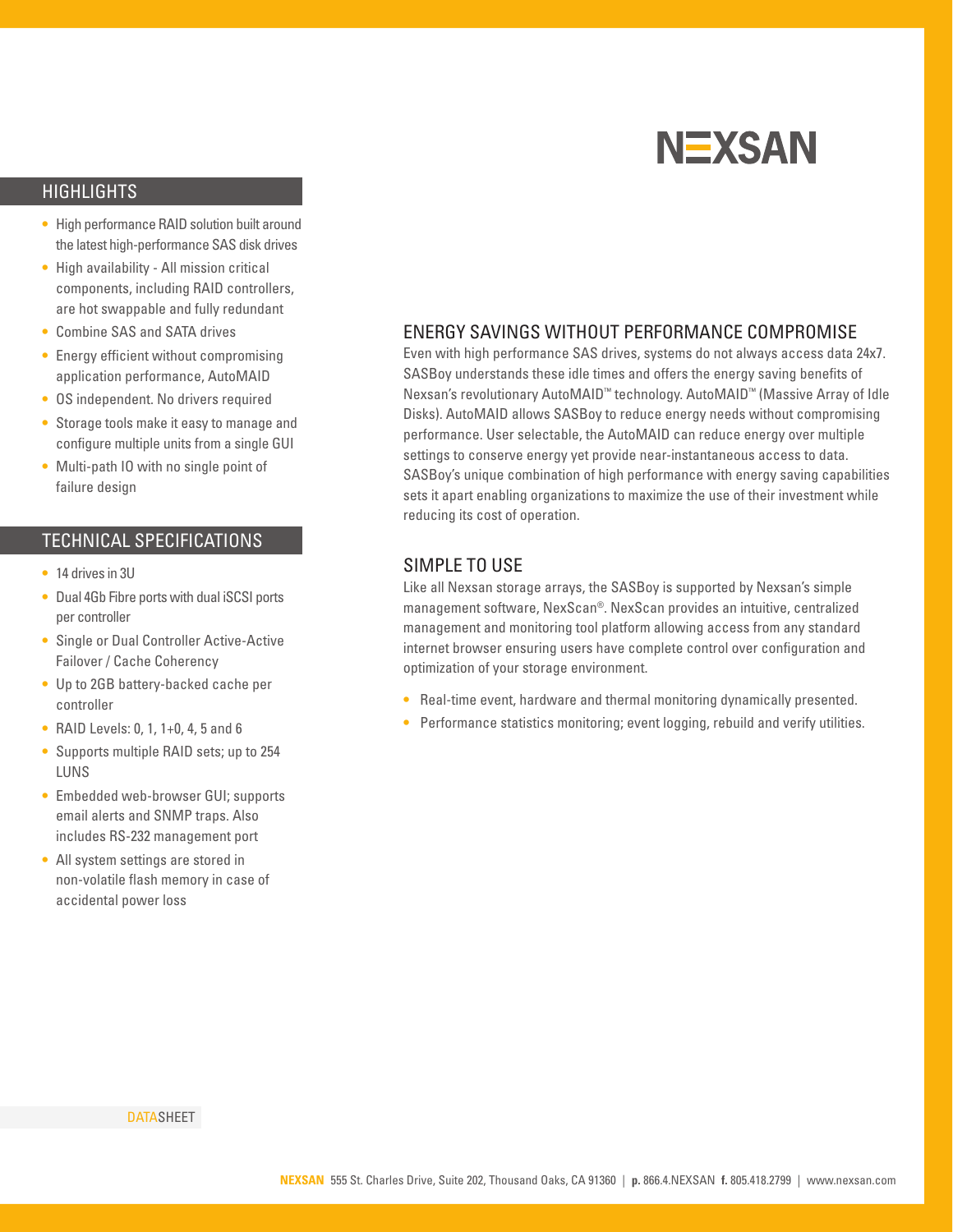## HIGHLIGHTS

- High performance RAID solution built around the latest high-performance SAS disk drives
- High availability - All mission critical components, including RAID controllers, are hot swappable and fully redundant
- Combine SAS and SATA drives
- Energy efficient without compromising application performance, AutoMAID
- OS independent. No drivers required
- Storage tools make it easy to manage and configure multiple units from a single GUI
- Multi-path IO with no single point of failure design

## TECHNICAL SPECIFICATIONS

- 14 drives in 3U
- Dual 4Gb Fibre ports with dual iSCSI ports per controller
- Single or Dual Controller Active-Active Failover / Cache Coherency
- Up to 2GB battery-backed cache per controller
- RAID Levels: 0, 1, 1+0, 4, 5 and 6
- Supports multiple RAID sets; up to 254 LUNS
- Embedded web-browser GUI; supports email alerts and SNMP traps. Also includes RS-232 management port
- All system settings are stored in non-volatile flash memory in case of accidental power loss

## ENERGY SAVINGS WITHOUT PERFORMANCE COMPROMISE

Even with high performance SAS drives, systems do not always access data 24x7. SASBoy understands these idle times and offers the energy saving benefits of Nexsan's revolutionary AutoMAID™ technology. AutoMAID™ (Massive Array of Idle Disks). AutoMAID allows SASBoy to reduce energy needs without compromising performance. User selectable, the AutoMAID can reduce energy over multiple settings to conserve energy yet provide near-instantaneous access to data. SASBoy's unique combination of high performance with energy saving capabilities sets it apart enabling organizations to maximize the use of their investment while reducing its cost of operation.

## SIMPLE TO USE

Like all Nexsan storage arrays, the SASBoy is supported by Nexsan's simple management software, NexScan®. NexScan provides an intuitive, centralized management and monitoring tool platform allowing access from any standard internet browser ensuring users have complete control over configuration and optimization of your storage environment.

- Real-time event, hardware and thermal monitoring dynamically presented.
- Performance statistics monitoring; event logging, rebuild and verify utilities.